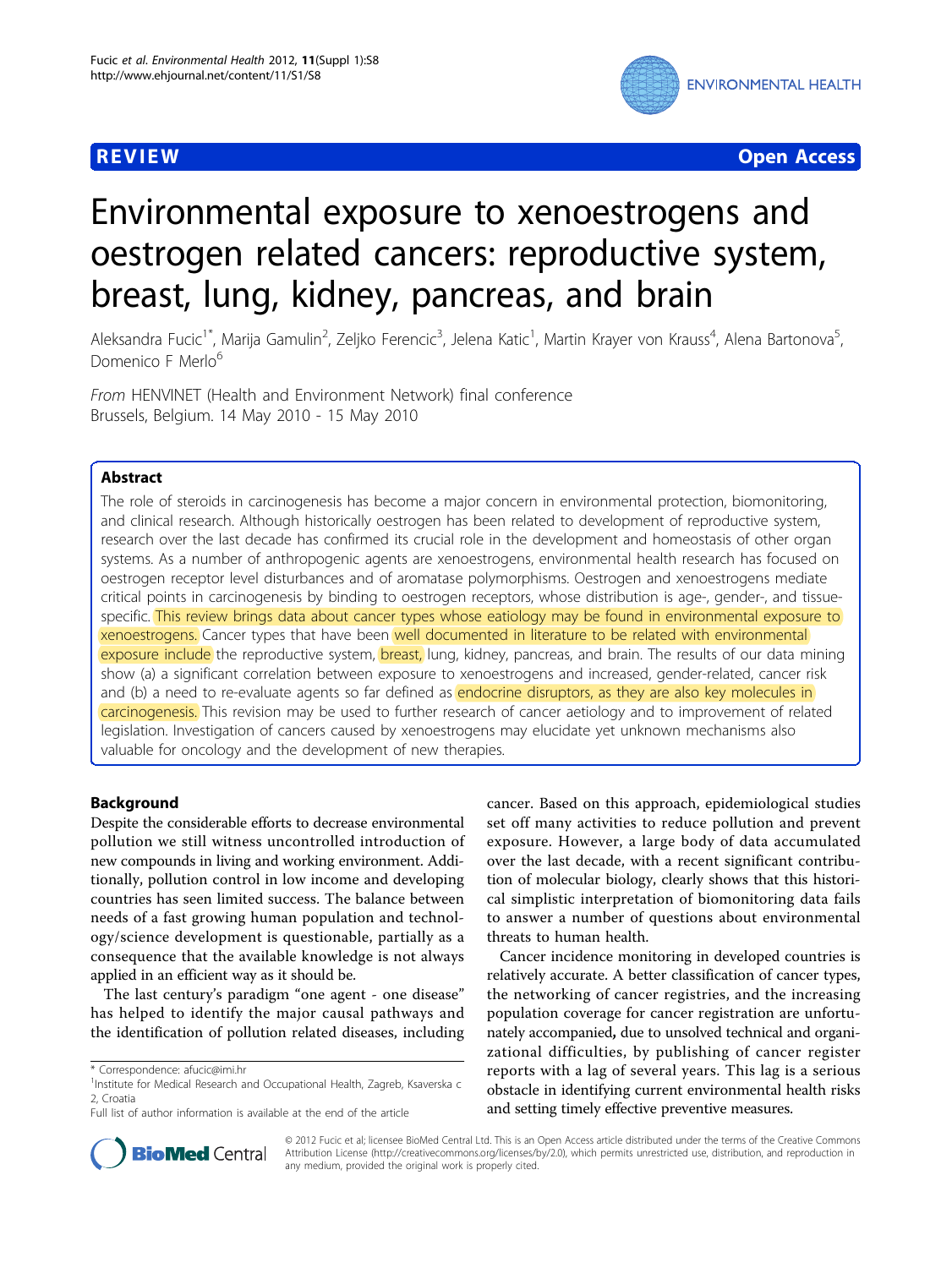REVIEW Open Access

# Environmental exposure to xenoestrogens and oestrogen related cancers: reproductive system, breast, lung, kidney, pancreas, and brain

Aleksandra Fucic[1*], Marija Gamulin[2], Zeljko Ferencic[3], Jelena Katic[1], Martin Krayer von Krauss[4], Alena Bartonova[5], Domenico F Merlo[6]

*From* HENVINET (Health and Environment Network) final conference
Brussels, Belgium. 14 May 2010 - 15 May 2010

## Abstract

The role of steroids in carcinogenesis has become a major concern in environmental protection, biomonitoring, and clinical research. Although historically oestrogen has been related to development of reproductive system, research over the last decade has confirmed its crucial role in the development and homeostasis of other organ systems. As a number of anthropogenic agents are xenoestrogens, environmental health research has focused on oestrogen receptor level disturbances and of aromatase polymorphisms. Oestrogen and xenoestrogens mediate critical points in carcinogenesis by binding to oestrogen receptors, whose distribution is age-, gender-, and tissue-specific. This review brings data about cancer types whose eatiology may be found in environmental exposure to xenoestrogens. Cancer types that have been well documented in literature to be related with environmental exposure include the reproductive system, breast, lung, kidney, pancreas, and brain. The results of our data mining show (a) a significant correlation between exposure to xenoestrogens and increased, gender-related, cancer risk and (b) a need to re-evaluate agents so far defined as endocrine disruptors, as they are also key molecules in carcinogenesis. This revision may be used to further research of cancer aetiology and to improvement of related legislation. Investigation of cancers caused by xenoestrogens may elucidate yet unknown mechanisms also valuable for oncology and the development of new therapies.

## Background

Despite the considerable efforts to decrease environmental pollution we still witness uncontrolled introduction of new compounds in living and working environment. Additionally, pollution control in low income and developing countries has seen limited success. The balance between needs of a fast growing human population and technology/science development is questionable, partially as a consequence that the available knowledge is not always applied in an efficient way as it should be.

The last century's paradigm "one agent - one disease" has helped to identify the major causal pathways and the identification of pollution related diseases, including cancer. Based on this approach, epidemiological studies set off many activities to reduce pollution and prevent exposure. However, a large body of data accumulated over the last decade, with a recent significant contribution of molecular biology, clearly shows that this historical simplistic interpretation of biomonitoring data fails to answer a number of questions about environmental threats to human health.

Cancer incidence monitoring in developed countries is relatively accurate. A better classification of cancer types, the networking of cancer registries, and the increasing population coverage for cancer registration are unfortunately accompanied**,** due to unsolved technical and organizational difficulties, by publishing of cancer register reports with a lag of several years. This lag is a serious obstacle in identifying current environmental health risks and setting timely effective preventive measures.

\* Correspondence: afucic@imi.hr
[1]Institute for Medical Research and Occupational Health, Zagreb, Ksaverska c 2, Croatia
Full list of author information is available at the end of the article

© 2012 Fucic et al; licensee BioMed Central Ltd. This is an Open Access article distributed under the terms of the Creative Commons Attribution License (http://creativecommons.org/licenses/by/2.0), which permits unrestricted use, distribution, and reproduction in any medium, provided the original work is properly cited.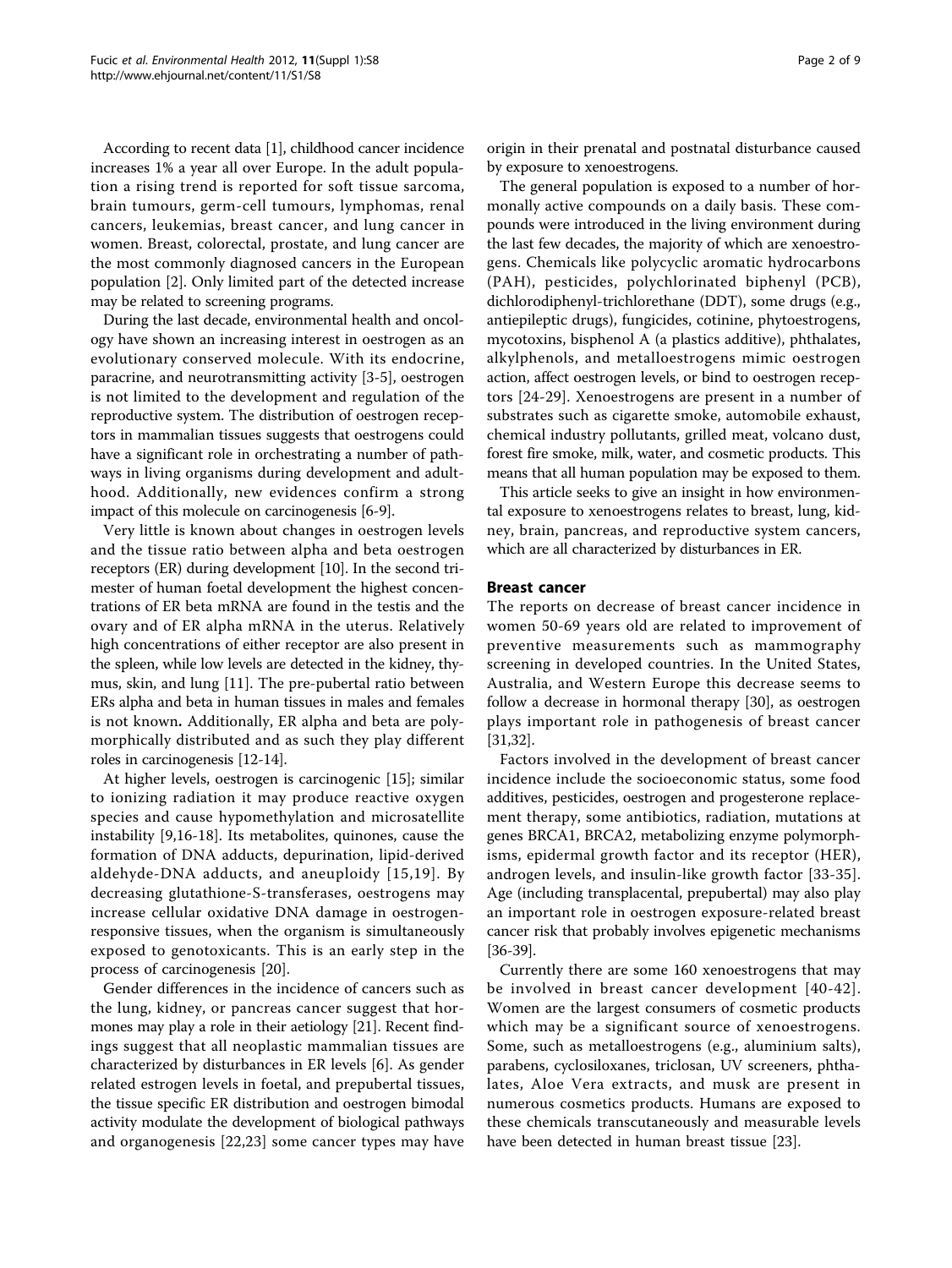According to recent data [1], childhood cancer incidence increases 1% a year all over Europe. In the adult population a rising trend is reported for soft tissue sarcoma, brain tumours, germ-cell tumours, lymphomas, renal cancers, leukemias, breast cancer, and lung cancer in women. Breast, colorectal, prostate, and lung cancer are the most commonly diagnosed cancers in the European population [2]. Only limited part of the detected increase may be related to screening programs.

During the last decade, environmental health and oncology have shown an increasing interest in oestrogen as an evolutionary conserved molecule. With its endocrine, paracrine, and neurotransmitting activity [3-5], oestrogen is not limited to the development and regulation of the reproductive system. The distribution of oestrogen receptors in mammalian tissues suggests that oestrogens could have a significant role in orchestrating a number of pathways in living organisms during development and adulthood. Additionally, new evidences confirm a strong impact of this molecule on carcinogenesis [6-9].

Very little is known about changes in oestrogen levels and the tissue ratio between alpha and beta oestrogen receptors (ER) during development [10]. In the second trimester of human foetal development the highest concentrations of ER beta mRNA are found in the testis and the ovary and of ER alpha mRNA in the uterus. Relatively high concentrations of either receptor are also present in the spleen, while low levels are detected in the kidney, thymus, skin, and lung [11]. The pre-pubertal ratio between ERs alpha and beta in human tissues in males and females is not known**.** Additionally, ER alpha and beta are polymorphically distributed and as such they play different roles in carcinogenesis [12-14].

At higher levels, oestrogen is carcinogenic [15]; similar to ionizing radiation it may produce reactive oxygen species and cause hypomethylation and microsatellite instability [9,16-18]. Its metabolites, quinones, cause the formation of DNA adducts, depurination, lipid-derived aldehyde-DNA adducts, and aneuploidy [15,19]. By decreasing glutathione-S-transferases, oestrogens may increase cellular oxidative DNA damage in oestrogen-responsive tissues, when the organism is simultaneously exposed to genotoxicants. This is an early step in the process of carcinogenesis [20].

Gender differences in the incidence of cancers such as the lung, kidney, or pancreas cancer suggest that hormones may play a role in their aetiology [21]. Recent findings suggest that all neoplastic mammalian tissues are characterized by disturbances in ER levels [6]. As gender related estrogen levels in foetal, and prepubertal tissues, the tissue specific ER distribution and oestrogen bimodal activity modulate the development of biological pathways and organogenesis [22,23] some cancer types may have origin in their prenatal and postnatal disturbance caused by exposure to xenoestrogens.

The general population is exposed to a number of hormonally active compounds on a daily basis. These compounds were introduced in the living environment during the last few decades, the majority of which are xenoestrogens. Chemicals like polycyclic aromatic hydrocarbons (PAH), pesticides, polychlorinated biphenyl (PCB), dichlorodiphenyl-trichlorethane (DDT), some drugs (e.g., antiepileptic drugs), fungicides, cotinine, phytoestrogens, mycotoxins, bisphenol A (a plastics additive), phthalates, alkylphenols, and metalloestrogens mimic oestrogen action, affect oestrogen levels, or bind to oestrogen receptors [24-29]. Xenoestrogens are present in a number of substrates such as cigarette smoke, automobile exhaust, chemical industry pollutants, grilled meat, volcano dust, forest fire smoke, milk, water, and cosmetic products. This means that all human population may be exposed to them.

This article seeks to give an insight in how environmental exposure to xenoestrogens relates to breast, lung, kidney, brain, pancreas, and reproductive system cancers, which are all characterized by disturbances in ER.

## Breast cancer

The reports on decrease of breast cancer incidence in women 50-69 years old are related to improvement of preventive measurements such as mammography screening in developed countries. In the United States, Australia, and Western Europe this decrease seems to follow a decrease in hormonal therapy [30], as oestrogen plays important role in pathogenesis of breast cancer [31,32].

Factors involved in the development of breast cancer incidence include the socioeconomic status, some food additives, pesticides, oestrogen and progesterone replacement therapy, some antibiotics, radiation, mutations at genes BRCA1, BRCA2, metabolizing enzyme polymorphisms, epidermal growth factor and its receptor (HER), androgen levels, and insulin-like growth factor [33-35]. Age (including transplacental, prepubertal) may also play an important role in oestrogen exposure-related breast cancer risk that probably involves epigenetic mechanisms [36-39].

Currently there are some 160 xenoestrogens that may be involved in breast cancer development [40-42]. Women are the largest consumers of cosmetic products which may be a significant source of xenoestrogens. Some, such as metalloestrogens (e.g., aluminium salts), parabens, cyclosiloxanes, triclosan, UV screeners, phthalates, Aloe Vera extracts, and musk are present in numerous cosmetics products. Humans are exposed to these chemicals transcutaneously and measurable levels have been detected in human breast tissue [23].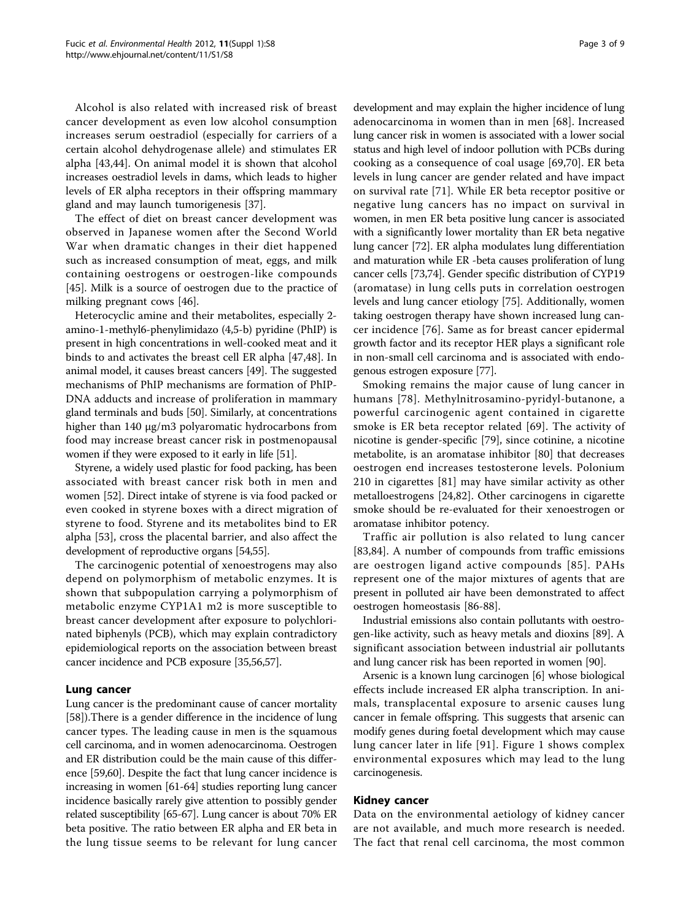Alcohol is also related with increased risk of breast cancer development as even low alcohol consumption increases serum oestradiol (especially for carriers of a certain alcohol dehydrogenase allele) and stimulates ER alpha [43,44]. On animal model it is shown that alcohol increases oestradiol levels in dams, which leads to higher levels of ER alpha receptors in their offspring mammary gland and may launch tumorigenesis [37].

The effect of diet on breast cancer development was observed in Japanese women after the Second World War when dramatic changes in their diet happened such as increased consumption of meat, eggs, and milk containing oestrogens or oestrogen-like compounds [45]. Milk is a source of oestrogen due to the practice of milking pregnant cows [46].

Heterocyclic amine and their metabolites, especially 2-amino-1-methyl6-phenylimidazo (4,5-b) pyridine (PhIP) is present in high concentrations in well-cooked meat and it binds to and activates the breast cell ER alpha [47,48]. In animal model, it causes breast cancers [49]. The suggested mechanisms of PhIP mechanisms are formation of PhIP-DNA adducts and increase of proliferation in mammary gland terminals and buds [50]. Similarly, at concentrations higher than 140 μg/m3 polyaromatic hydrocarbons from food may increase breast cancer risk in postmenopausal women if they were exposed to it early in life [51].

Styrene, a widely used plastic for food packing, has been associated with breast cancer risk both in men and women [52]. Direct intake of styrene is via food packed or even cooked in styrene boxes with a direct migration of styrene to food. Styrene and its metabolites bind to ER alpha [53], cross the placental barrier, and also affect the development of reproductive organs [54,55].

The carcinogenic potential of xenoestrogens may also depend on polymorphism of metabolic enzymes. It is shown that subpopulation carrying a polymorphism of metabolic enzyme CYP1A1 m2 is more susceptible to breast cancer development after exposure to polychlorinated biphenyls (PCB), which may explain contradictory epidemiological reports on the association between breast cancer incidence and PCB exposure [35,56,57].

## Lung cancer

Lung cancer is the predominant cause of cancer mortality [58]).There is a gender difference in the incidence of lung cancer types. The leading cause in men is the squamous cell carcinoma, and in women adenocarcinoma. Oestrogen and ER distribution could be the main cause of this difference [59,60]. Despite the fact that lung cancer incidence is increasing in women [61-64] studies reporting lung cancer incidence basically rarely give attention to possibly gender related susceptibility [65-67]. Lung cancer is about 70% ER beta positive. The ratio between ER alpha and ER beta in the lung tissue seems to be relevant for lung cancer development and may explain the higher incidence of lung adenocarcinoma in women than in men [68]. Increased lung cancer risk in women is associated with a lower social status and high level of indoor pollution with PCBs during cooking as a consequence of coal usage [69,70]. ER beta levels in lung cancer are gender related and have impact on survival rate [71]. While ER beta receptor positive or negative lung cancers has no impact on survival in women, in men ER beta positive lung cancer is associated with a significantly lower mortality than ER beta negative lung cancer [72]. ER alpha modulates lung differentiation and maturation while ER -beta causes proliferation of lung cancer cells [73,74]. Gender specific distribution of CYP19 (aromatase) in lung cells puts in correlation oestrogen levels and lung cancer etiology [75]. Additionally, women taking oestrogen therapy have shown increased lung cancer incidence [76]. Same as for breast cancer epidermal growth factor and its receptor HER plays a significant role in non-small cell carcinoma and is associated with endogenous estrogen exposure [77].

Smoking remains the major cause of lung cancer in humans [78]. Methylnitrosamino-pyridyl-butanone, a powerful carcinogenic agent contained in cigarette smoke is ER beta receptor related [69]. The activity of nicotine is gender-specific [79], since cotinine, a nicotine metabolite, is an aromatase inhibitor [80] that decreases oestrogen end increases testosterone levels. Polonium 210 in cigarettes [81] may have similar activity as other metalloestrogens [24,82]. Other carcinogens in cigarette smoke should be re-evaluated for their xenoestrogen or aromatase inhibitor potency.

Traffic air pollution is also related to lung cancer [83,84]. A number of compounds from traffic emissions are oestrogen ligand active compounds [85]. PAHs represent one of the major mixtures of agents that are present in polluted air have been demonstrated to affect oestrogen homeostasis [86-88].

Industrial emissions also contain pollutants with oestrogen-like activity, such as heavy metals and dioxins [89]. A significant association between industrial air pollutants and lung cancer risk has been reported in women [90].

Arsenic is a known lung carcinogen [6] whose biological effects include increased ER alpha transcription. In animals, transplacental exposure to arsenic causes lung cancer in female offspring. This suggests that arsenic can modify genes during foetal development which may cause lung cancer later in life [91]. Figure 1 shows complex environmental exposures which may lead to the lung carcinogenesis.

## Kidney cancer

Data on the environmental aetiology of kidney cancer are not available, and much more research is needed. The fact that renal cell carcinoma, the most common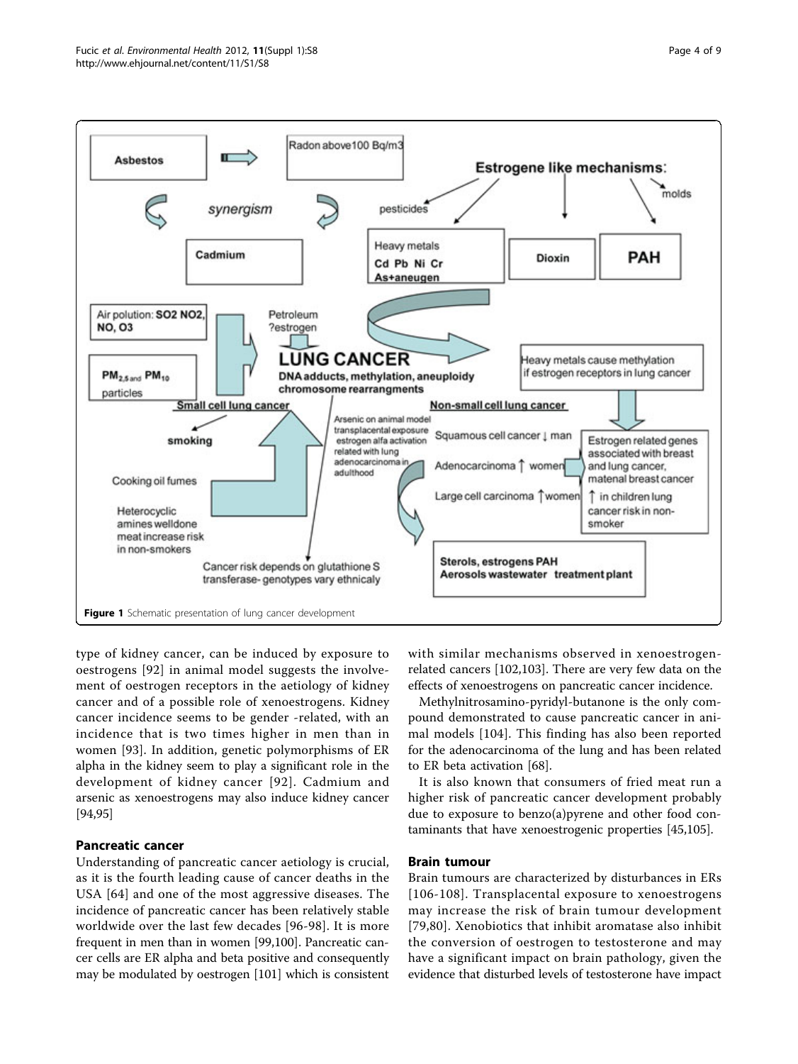Figure 1 Schematic presentation of lung cancer development

type of kidney cancer, can be induced by exposure to oestrogens [92] in animal model suggests the involvement of oestrogen receptors in the aetiology of kidney cancer and of a possible role of xenoestrogens. Kidney cancer incidence seems to be gender -related, with an incidence that is two times higher in men than in women [93]. In addition, genetic polymorphisms of ER alpha in the kidney seem to play a significant role in the development of kidney cancer [92]. Cadmium and arsenic as xenoestrogens may also induce kidney cancer [94,95]

## Pancreatic cancer

Understanding of pancreatic cancer aetiology is crucial, as it is the fourth leading cause of cancer deaths in the USA [64] and one of the most aggressive diseases. The incidence of pancreatic cancer has been relatively stable worldwide over the last few decades [96-98]. It is more frequent in men than in women [99,100]. Pancreatic cancer cells are ER alpha and beta positive and consequently may be modulated by oestrogen [101] which is consistent with similar mechanisms observed in xenoestrogen-related cancers [102,103]. There are very few data on the effects of xenoestrogens on pancreatic cancer incidence.

Methylnitrosamino-pyridyl-butanone is the only compound demonstrated to cause pancreatic cancer in animal models [104]. This finding has also been reported for the adenocarcinoma of the lung and has been related to ER beta activation [68].

It is also known that consumers of fried meat run a higher risk of pancreatic cancer development probably due to exposure to benzo(a)pyrene and other food contaminants that have xenoestrogenic properties [45,105].

## Brain tumour

Brain tumours are characterized by disturbances in ERs [106-108]. Transplacental exposure to xenoestrogens may increase the risk of brain tumour development [79,80]. Xenobiotics that inhibit aromatase also inhibit the conversion of oestrogen to testosterone and may have a significant impact on brain pathology, given the evidence that disturbed levels of testosterone have impact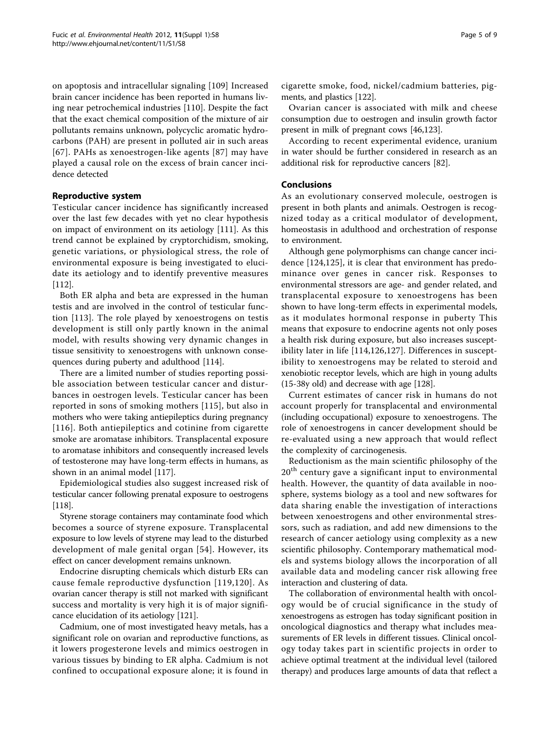on apoptosis and intracellular signaling [109] Increased brain cancer incidence has been reported in humans living near petrochemical industries [110]. Despite the fact that the exact chemical composition of the mixture of air pollutants remains unknown, polycyclic aromatic hydrocarbons (PAH) are present in polluted air in such areas [67]. PAHs as xenoestrogen-like agents [87] may have played a causal role on the excess of brain cancer incidence detected

## Reproductive system

Testicular cancer incidence has significantly increased over the last few decades with yet no clear hypothesis on impact of environment on its aetiology [111]. As this trend cannot be explained by cryptorchidism, smoking, genetic variations, or physiological stress, the role of environmental exposure is being investigated to elucidate its aetiology and to identify preventive measures [112].

Both ER alpha and beta are expressed in the human testis and are involved in the control of testicular function [113]. The role played by xenoestrogens on testis development is still only partly known in the animal model, with results showing very dynamic changes in tissue sensitivity to xenoestrogens with unknown consequences during puberty and adulthood [114].

There are a limited number of studies reporting possible association between testicular cancer and disturbances in oestrogen levels. Testicular cancer has been reported in sons of smoking mothers [115], but also in mothers who were taking antiepileptics during pregnancy [116]. Both antiepileptics and cotinine from cigarette smoke are aromatase inhibitors. Transplacental exposure to aromatase inhibitors and consequently increased levels of testosterone may have long-term effects in humans, as shown in an animal model [117].

Epidemiological studies also suggest increased risk of testicular cancer following prenatal exposure to oestrogens [118].

Styrene storage containers may contaminate food which becomes a source of styrene exposure. Transplacental exposure to low levels of styrene may lead to the disturbed development of male genital organ [54]. However, its effect on cancer development remains unknown.

Endocrine disrupting chemicals which disturb ERs can cause female reproductive dysfunction [119,120]. As ovarian cancer therapy is still not marked with significant success and mortality is very high it is of major significance elucidation of its aetiology [121].

Cadmium, one of most investigated heavy metals, has a significant role on ovarian and reproductive functions, as it lowers progesterone levels and mimics oestrogen in various tissues by binding to ER alpha. Cadmium is not confined to occupational exposure alone; it is found in cigarette smoke, food, nickel/cadmium batteries, pigments, and plastics [122].

Ovarian cancer is associated with milk and cheese consumption due to oestrogen and insulin growth factor present in milk of pregnant cows [46,123].

According to recent experimental evidence, uranium in water should be further considered in research as an additional risk for reproductive cancers [82].

## Conclusions

As an evolutionary conserved molecule, oestrogen is present in both plants and animals. Oestrogen is recognized today as a critical modulator of development, homeostasis in adulthood and orchestration of response to environment.

Although gene polymorphisms can change cancer incidence [124,125], it is clear that environment has predominance over genes in cancer risk. Responses to environmental stressors are age- and gender related, and transplacental exposure to xenoestrogens has been shown to have long-term effects in experimental models, as it modulates hormonal response in puberty This means that exposure to endocrine agents not only poses a health risk during exposure, but also increases susceptibility later in life [114,126,127]. Differences in susceptibility to xenoestrogens may be related to steroid and xenobiotic receptor levels, which are high in young adults (15-38y old) and decrease with age [128].

Current estimates of cancer risk in humans do not account properly for transplacental and environmental (including occupational) exposure to xenoestrogens. The role of xenoestrogens in cancer development should be re-evaluated using a new approach that would reflect the complexity of carcinogenesis.

Reductionism as the main scientific philosophy of the 20th century gave a significant input to environmental health. However, the quantity of data available in noosphere, systems biology as a tool and new softwares for data sharing enable the investigation of interactions between xenoestrogens and other environmental stressors, such as radiation, and add new dimensions to the research of cancer aetiology using complexity as a new scientific philosophy. Contemporary mathematical models and systems biology allows the incorporation of all available data and modeling cancer risk allowing free interaction and clustering of data.

The collaboration of environmental health with oncology would be of crucial significance in the study of xenoestrogens as estrogen has today significant position in oncological diagnostics and therapy what includes measurements of ER levels in different tissues. Clinical oncology today takes part in scientific projects in order to achieve optimal treatment at the individual level (tailored therapy) and produces large amounts of data that reflect a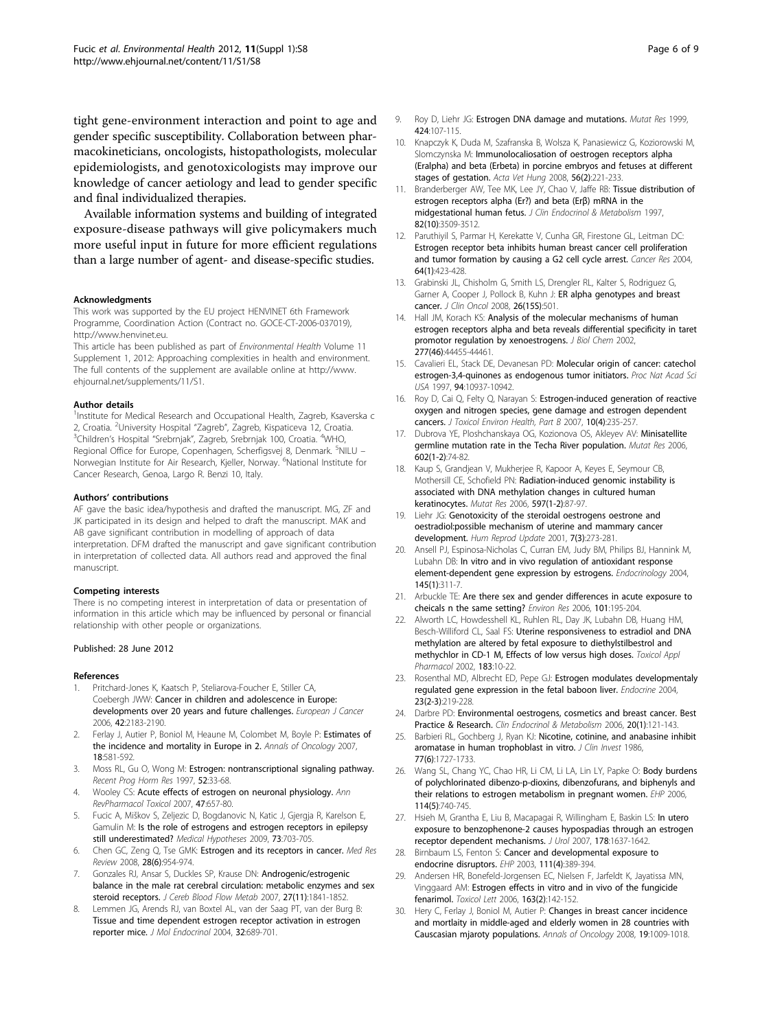tight gene-environment interaction and point to age and gender specific susceptibility. Collaboration between pharmacokineticians, oncologists, histopathologists, molecular epidemiologists, and genotoxicologists may improve our knowledge of cancer aetiology and lead to gender specific and final individualized therapies.

Available information systems and building of integrated exposure-disease pathways will give policymakers much more useful input in future for more efficient regulations than a large number of agent- and disease-specific studies.

#### Acknowledgments

This work was supported by the EU project HENVINET 6th Framework Programme, Coordination Action (Contract no. GOCE-CT-2006-037019), http://www.henvinet.eu.

This article has been published as part of *Environmental Health* Volume 11 Supplement 1, 2012: Approaching complexities in health and environment. The full contents of the supplement are available online at http://www.ehjournal.net/supplements/11/S1.

#### Author details

[1]Institute for Medical Research and Occupational Health, Zagreb, Ksaverska c 2, Croatia. [2]University Hospital "Zagreb", Zagreb, Kispaticeva 12, Croatia. [3]Children's Hospital "Srebrnjak", Zagreb, Srebrnjak 100, Croatia. [4]WHO, Regional Office for Europe, Copenhagen, Scherfigsvej 8, Denmark. [5]NILU – Norwegian Institute for Air Research, Kjeller, Norway. [6]National Institute for Cancer Research, Genoa, Largo R. Benzi 10, Italy.

#### Authors' contributions

AF gave the basic idea/hypothesis and drafted the manuscript. MG, ZF and JK participated in its design and helped to draft the manuscript. MAK and AB gave significant contribution in modelling of approach of data interpretation. DFM drafted the manuscript and gave significant contribution in interpretation of collected data. All authors read and approved the final manuscript.

#### Competing interests

There is no competing interest in interpretation of data or presentation of information in this article which may be influenced by personal or financial relationship with other people or organizations.

Published: 28 June 2012

#### References

1. Pritchard-Jones K, Kaatsch P, Steliarova-Foucher E, Stiller CA, Coebergh JWW: **Cancer in children and adolescence in Europe: developments over 20 years and future challenges.** *European J Cancer* 2006, **42**:2183-2190.
2. Ferlay J, Autier P, Boniol M, Heaune M, Colombet M, Boyle P: **Estimates of the incidence and mortality in Europe in 2.** *Annals of Oncology* 2007, **18**:581-592.
3. Moss RL, Gu O, Wong M: **Estrogen: nontranscriptional signaling pathway.** *Recent Prog Horm Res* 1997, **52**:33-68.
4. Wooley CS: **Acute effects of estrogen on neuronal physiology.** *Ann RevPharmacol Toxicol* 2007, **47**:657-80.
5. Fucic A, Miškov S, Zeljezic D, Bogdanovic N, Katic J, Gjergja R, Karelson E, Gamulin M: **Is the role of estrogens and estrogen receptors in epilepsy still underestimated?** *Medical Hypotheses* 2009, **73**:703-705.
6. Chen GC, Zeng Q, Tse GMK: **Estrogen and its receptors in cancer.** *Med Res Review* 2008, **28(6)**:954-974.
7. Gonzales RJ, Ansar S, Duckles SP, Krause DN: **Androgenic/estrogenic balance in the male rat cerebral circulation: metabolic enzymes and sex steroid receptors.** *J Cereb Blood Flow Metab* 2007, **27(11)**:1841-1852.
8. Lemmen JG, Arends RJ, van Boxtel AL, van der Saag PT, van der Burg B: **Tissue and time dependent estrogen receptor activation in estrogen reporter mice.** *J Mol Endocrinol* 2004, **32**:689-701.
9. Roy D, Liehr JG: **Estrogen DNA damage and mutations.** *Mutat Res* 1999, **424**:107-115.
10. Knapczyk K, Duda M, Szafranska B, Wolsza K, Panasiewicz G, Koziorowski M, Slomczynska M: **Immunolocaliosation of oestrogen receptors alpha (Eralpha) and beta (Erbeta) in porcine embryos and fetuses at different stages of gestation.** *Acta Vet Hung* 2008, **56(2)**:221-233.
11. Branderberger AW, Tee MK, Lee JY, Chao V, Jaffe RB: **Tissue distribution of estrogen receptors alpha (Er?) and beta (Erβ) mRNA in the midgestational human fetus.** *J Clin Endocrinol & Metabolism* 1997, **82(10)**:3509-3512.
12. Paruthiyil S, Parmar H, Kerekatte V, Cunha GR, Firestone GL, Leitman DC: **Estrogen receptor beta inhibits human breast cancer cell proliferation and tumor formation by causing a G2 cell cycle arrest.** *Cancer Res* 2004, **64(1)**:423-428.
13. Grabinski JL, Chisholm G, Smith LS, Drengler RL, Kalter S, Rodriguez G, Garner A, Cooper J, Pollock B, Kuhn J: **ER alpha genotypes and breast cancer.** *J Clin Oncol* 2008, **26(15S)**:501.
14. Hall JM, Korach KS: **Analysis of the molecular mechanisms of human estrogen receptors alpha and beta reveals differential specificity in taret promotor regulation by xenoestrogens.** *J Biol Chem* 2002, **277(46)**:44455-44461.
15. Cavalieri EL, Stack DE, Devanesan PD: **Molecular origin of cancer: catechol estrogen-3,4-quinones as endogenous tumor initiators.** *Proc Nat Acad Sci USA* 1997, **94**:10937-10942.
16. Roy D, Cai Q, Felty Q, Narayan S: **Estrogen-induced generation of reactive oxygen and nitrogen species, gene damage and estrogen dependent cancers.** *J Toxicol Environ Health, Part B* 2007, **10(4)**:235-257.
17. Dubrova YE, Ploshchanskaya OG, Kozionova OS, Akleyev AV: **Minisatellite germline mutation rate in the Techa River population.** *Mutat Res* 2006, **602(1-2)**:74-82.
18. Kaup S, Grandjean V, Mukherjee R, Kapoor A, Keyes E, Seymour CB, Mothersill CE, Schofield PN: **Radiation-induced genomic instability is associated with DNA methylation changes in cultured human keratinocytes.** *Mutat Res* 2006, **597(1-2)**:87-97.
19. Liehr JG: **Genotoxicity of the steroidal oestrogens oestrone and oestradiol:possible mechanism of uterine and mammary cancer development.** *Hum Reprod Update* 2001, **7(3)**:273-281.
20. Ansell PJ, Espinosa-Nicholas C, Curran EM, Judy BM, Philips BJ, Hannink M, Lubahn DB: **In vitro and in vivo regulation of antioxidant response element-dependent gene expression by estrogens.** *Endocrinology* 2004, **145(1)**:311-7.
21. Arbuckle TE: **Are there sex and gender differences in acute exposure to cheicals n the same setting?** *Environ Res* 2006, **101**:195-204.
22. Alworth LC, Howdesshell KL, Ruhlen RL, Day JK, Lubahn DB, Huang HM, Besch-Williford CL, Saal FS: **Uterine responsiveness to estradiol and DNA methylation are altered by fetal exposure to diethylstilbestrol and methychlor in CD-1 M, Effects of low versus high doses.** *Toxicol Appl Pharmacol* 2002, **183**:10-22.
23. Rosenthal MD, Albrecht ED, Pepe GJ: **Estrogen modulates developmentaly regulated gene expression in the fetal baboon liver.** *Endocrine* 2004, **23(2-3)**:219-228.
24. Darbre PD: **Environmental oestrogens, cosmetics and breast cancer. Best Practice & Research.** *Clin Endocrinol & Metabolism* 2006, **20(1)**:121-143.
25. Barbieri RL, Gochberg J, Ryan KJ: **Nicotine, cotinine, and anabasine inhibit aromatase in human trophoblast in vitro.** *J Clin Invest* 1986, **77(6)**:1727-1733.
26. Wang SL, Chang YC, Chao HR, Li CM, Li LA, Lin LY, Papke O: **Body burdens of polychlorinated dibenzo-p-dioxins, dibenzofurans, and biphenyls and their relations to estrogen metabolism in pregnant women.** *EHP* 2006, **114(5)**:740-745.
27. Hsieh M, Grantha E, Liu B, Macapagai R, Willingham E, Baskin LS: **In utero exposure to benzophenone-2 causes hypospadias through an estrogen receptor dependent mechanisms.** *J Urol* 2007, **178**:1637-1642.
28. Birnbaum LS, Fenton S: **Cancer and developmental exposure to endocrine disruptors.** *EHP* 2003, **111(4)**:389-394.
29. Andersen HR, Bonefeld-Jorgensen EC, Nielsen F, Jarfeldt K, Jayatissa MN, Vinggaard AM: **Estrogen effects in vitro and in vivo of the fungicide fenarimol.** *Toxicol Lett* 2006, **163(2)**:142-152.
30. Hery C, Ferlay J, Boniol M, Autier P: **Changes in breast cancer incidence and mortlaity in middle-aged and elderly women in 28 countries with Causcasian mjaroty populations.** *Annals of Oncology* 2008, **19**:1009-1018.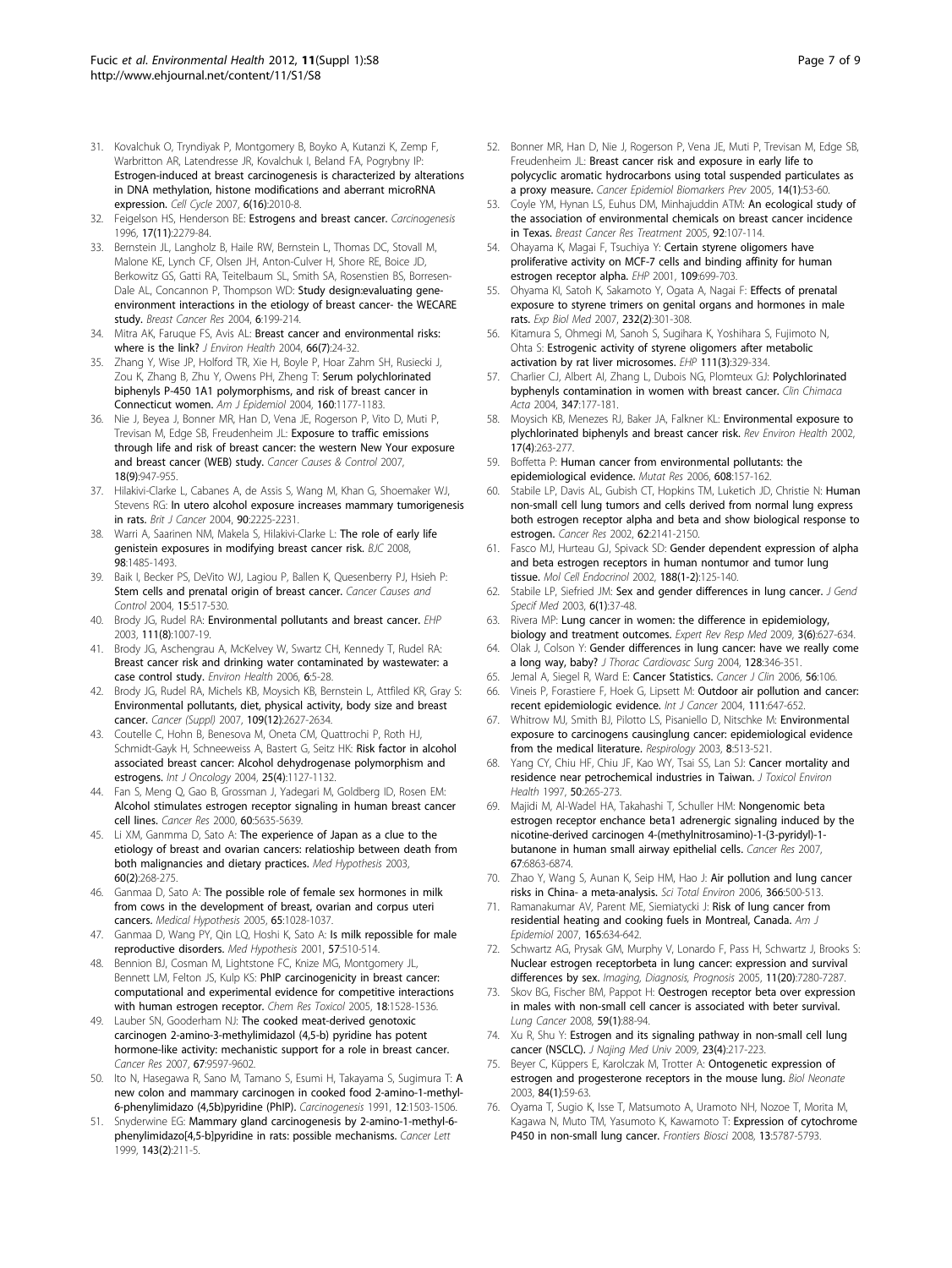31. Kovalchuk O, Tryndiyak P, Montgomery B, Boyko A, Kutanzi K, Zemp F, Warbritton AR, Latendresse JR, Kovalchuk I, Beland FA, Pogrybny IP: **Estrogen-induced at breast carcinogenesis is characterized by alterations in DNA methylation, histone modifications and aberrant microRNA expression.** *Cell Cycle* 2007, **6(16)**:2010-8.
32. Feigelson HS, Henderson BE: **Estrogens and breast cancer.** *Carcinogenesis* 1996, **17(11)**:2279-84.
33. Bernstein JL, Langholz B, Haile RW, Bernstein L, Thomas DC, Stovall M, Malone KE, Lynch CF, Olsen JH, Anton-Culver H, Shore RE, Boice JD, Berkowitz GS, Gatti RA, Teitelbaum SL, Smith SA, Rosenstien BS, Borresen-Dale AL, Concannon P, Thompson WD: **Study design:evaluating gene-environment interactions in the etiology of breast cancer- the WECARE study.** *Breast Cancer Res* 2004, **6**:199-214.
34. Mitra AK, Faruque FS, Avis AL: **Breast cancer and environmental risks: where is the link?** *J Environ Health* 2004, **66(7)**:24-32.
35. Zhang Y, Wise JP, Holford TR, Xie H, Boyle P, Hoar Zahm SH, Rusiecki J, Zou K, Zhang B, Zhu Y, Owens PH, Zheng T: **Serum polychlorinated biphenyls P-450 1A1 polymorphisms, and risk of breast cancer in Connecticut women.** *Am J Epidemiol* 2004, **160**:1177-1183.
36. Nie J, Beyea J, Bonner MR, Han D, Vena JE, Rogerson P, Vito D, Muti P, Trevisan M, Edge SB, Freudenheim JL: **Exposure to traffic emissions through life and risk of breast cancer: the western New Your exposure and breast cancer (WEB) study.** *Cancer Causes & Control* 2007, **18(9)**:947-955.
37. Hilakivi-Clarke L, Cabanes A, de Assis S, Wang M, Khan G, Shoemaker WJ, Stevens RG: **In utero alcohol exposure increases mammary tumorigenesis in rats.** *Brit J Cancer* 2004, **90**:2225-2231.
38. Warri A, Saarinen NM, Makela S, Hilakivi-Clarke L: **The role of early life genistein exposures in modifying breast cancer risk.** *BJC* 2008, **98**:1485-1493.
39. Baik I, Becker PS, DeVito WJ, Lagiou P, Ballen K, Quesenberry PJ, Hsieh P: **Stem cells and prenatal origin of breast cancer.** *Cancer Causes and Control* 2004, **15**:517-530.
40. Brody JG, Rudel RA: **Environmental pollutants and breast cancer.** *EHP* 2003, **111(8)**:1007-19.
41. Brody JG, Aschengrau A, McKelvey W, Swartz CH, Kennedy T, Rudel RA: **Breast cancer risk and drinking water contaminated by wastewater: a case control study.** *Environ Health* 2006, **6**:5-28.
42. Brody JG, Rudel RA, Michels KB, Moysich KB, Bernstein L, Attfiled KR, Gray S: **Environmental pollutants, diet, physical activity, body size and breast cancer.** *Cancer (Suppl)* 2007, **109(12)**:2627-2634.
43. Coutelle C, Hohn B, Benesova M, Oneta CM, Quattrochi P, Roth HJ, Schmidt-Gayk H, Schneeweiss A, Bastert G, Seitz HK: **Risk factor in alcohol associated breast cancer: Alcohol dehydrogenase polymorphism and estrogens.** *Int J Oncology* 2004, **25(4)**:1127-1132.
44. Fan S, Meng Q, Gao B, Grossman J, Yadegari M, Goldberg ID, Rosen EM: **Alcohol stimulates estrogen receptor signaling in human breast cancer cell lines.** *Cancer Res* 2000, **60**:5635-5639.
45. Li XM, Ganmma D, Sato A: **The experience of Japan as a clue to the etiology of breast and ovarian cancers: relatioship between death from both malignancies and dietary practices.** *Med Hypothesis* 2003, **60(2)**:268-275.
46. Ganmaa D, Sato A: **The possible role of female sex hormones in milk from cows in the development of breast, ovarian and corpus uteri cancers.** *Medical Hypothesis* 2005, **65**:1028-1037.
47. Ganmaa D, Wang PY, Qin LQ, Hoshi K, Sato A: **Is milk repossible for male reproductive disorders.** *Med Hypothesis* 2001, **57**:510-514.
48. Bennion BJ, Cosman M, Lightstone FC, Knize MG, Montgomery JL, Bennett LM, Felton JS, Kulp KS: **PhIP carcinogenicity in breast cancer: computational and experimental evidence for competitive interactions with human estrogen receptor.** *Chem Res Toxicol* 2005, **18**:1528-1536.
49. Lauber SN, Gooderham NJ: **The cooked meat-derived genotoxic carcinogen 2-amino-3-methylimidazol (4,5-b) pyridine has potent hormone-like activity: mechanistic support for a role in breast cancer.** *Cancer Res* 2007, **67**:9597-9602.
50. Ito N, Hasegawa R, Sano M, Tamano S, Esumi H, Takayama S, Sugimura T: **A new colon and mammary carcinogen in cooked food 2-amino-1-methyl-6-phenylimidazo (4,5b)pyridine (PhIP).** *Carcinogenesis* 1991, **12**:1503-1506.
51. Snyderwine EG: **Mammary gland carcinogenesis by 2-amino-1-methyl-6-phenylimidazo[4,5-b]pyridine in rats: possible mechanisms.** *Cancer Lett* 1999, **143(2)**:211-5.
52. Bonner MR, Han D, Nie J, Rogerson P, Vena JE, Muti P, Trevisan M, Edge SB, Freudenheim JL: **Breast cancer risk and exposure in early life to polycyclic aromatic hydrocarbons using total suspended particulates as a proxy measure.** *Cancer Epidemiol Biomarkers Prev* 2005, **14(1)**:53-60.
53. Coyle YM, Hynan LS, Euhus DM, Minhajuddin ATM: **An ecological study of the association of environmental chemicals on breast cancer incidence in Texas.** *Breast Cancer Res Treatment* 2005, **92**:107-114.
54. Ohayama K, Magai F, Tsuchiya Y: **Certain styrene oligomers have proliferative activity on MCF-7 cells and binding affinity for human estrogen receptor alpha.** *EHP* 2001, **109**:699-703.
55. Ohyama KI, Satoh K, Sakamoto Y, Ogata A, Nagai F: **Effects of prenatal exposure to styrene trimers on genital organs and hormones in male rats.** *Exp Biol Med* 2007, **232(2)**:301-308.
56. Kitamura S, Ohmegi M, Sanoh S, Sugihara K, Yoshihara S, Fujimoto N, Ohta S: **Estrogenic activity of styrene oligomers after metabolic activation by rat liver microsomes.** *EHP* **111(3)**:329-334.
57. Charlier CJ, Albert AI, Zhang L, Dubois NG, Plomteux GJ: **Polychlorinated byphenyls contamination in women with breast cancer.** *Clin Chimaca Acta* 2004, **347**:177-181.
58. Moysich KB, Menezes RJ, Baker JA, Falkner KL: **Environmental exposure to plychlorinated biphenyls and breast cancer risk.** *Rev Environ Health* 2002, **17(4)**:263-277.
59. Boffetta P: **Human cancer from environmental pollutants: the epidemiological evidence.** *Mutat Res* 2006, **608**:157-162.
60. Stabile LP, Davis AL, Gubish CT, Hopkins TM, Luketich JD, Christie N: **Human non-small cell lung tumors and cells derived from normal lung express both estrogen receptor alpha and beta and show biological response to estrogen.** *Cancer Res* 2002, **62**:2141-2150.
61. Fasco MJ, Hurteau GJ, Spivack SD: **Gender dependent expression of alpha and beta estrogen receptors in human nontumor and tumor lung tissue.** *Mol Cell Endocrinol* 2002, **188(1-2)**:125-140.
62. Stabile LP, Siefried JM: **Sex and gender differences in lung cancer.** *J Gend Specif Med* 2003, **6(1)**:37-48.
63. Rivera MP: **Lung cancer in women: the difference in epidemiology, biology and treatment outcomes.** *Expert Rev Resp Med* 2009, **3(6)**:627-634.
64. Olak J, Colson Y: **Gender differences in lung cancer: have we really come a long way, baby?** *J Thorac Cardiovasc Surg* 2004, **128**:346-351.
65. Jemal A, Siegel R, Ward E: **Cancer Statistics.** *Cancer J Clin* 2006, **56**:106.
66. Vineis P, Forastiere F, Hoek G, Lipsett M: **Outdoor air pollution and cancer: recent epidemiologic evidence.** *Int J Cancer* 2004, **111**:647-652.
67. Whitrow MJ, Smith BJ, Pilotto LS, Pisaniello D, Nitschke M: **Environmental exposure to carcinogens causinglung cancer: epidemiological evidence from the medical literature.** *Respirology* 2003, **8**:513-521.
68. Yang CY, Chiu HF, Chiu JF, Kao WY, Tsai SS, Lan SJ: **Cancer mortality and residence near petrochemical industries in Taiwan.** *J Toxicol Environ Health* 1997, **50**:265-273.
69. Majidi M, Al-Wadel HA, Takahashi T, Schuller HM: **Nongenomic beta estrogen receptor enchance beta1 adrenergic signaling induced by the nicotine-derived carcinogen 4-(methylnitrosamino)-1-(3-pyridyl)-1-butanone in human small airway epithelial cells.** *Cancer Res* 2007, **67**:6863-6874.
70. Zhao Y, Wang S, Aunan K, Seip HM, Hao J: **Air pollution and lung cancer risks in China- a meta-analysis.** *Sci Total Environ* 2006, **366**:500-513.
71. Ramanakumar AV, Parent ME, Siemiatycki J: **Risk of lung cancer from residential heating and cooking fuels in Montreal, Canada.** *Am J Epidemiol* 2007, **165**:634-642.
72. Schwartz AG, Prysak GM, Murphy V, Lonardo F, Pass H, Schwartz J, Brooks S: **Nuclear estrogen receptorbeta in lung cancer: expression and survival differences by sex.** *Imaging, Diagnosis, Prognosis* 2005, **11(20)**:7280-7287.
73. Skov BG, Fischer BM, Pappot H: **Oestrogen receptor beta over expression in males with non-small cell cancer is associated with beter survival.** *Lung Cancer* 2008, **59(1)**:88-94.
74. Xu R, Shu Y: **Estrogen and its signaling pathway in non-small cell lung cancer (NSCLC).** *J Najing Med Univ* 2009, **23(4)**:217-223.
75. Beyer C, Küppers E, Karolczak M, Trotter A: **Ontogenetic expression of estrogen and progesterone receptors in the mouse lung.** *Biol Neonate* 2003, **84(1)**:59-63.
76. Oyama T, Sugio K, Isse T, Matsumoto A, Uramoto NH, Nozoe T, Morita M, Kagawa N, Muto TM, Yasumoto K, Kawamoto T: **Expression of cytochrome P450 in non-small lung cancer.** *Frontiers Biosci* 2008, **13**:5787-5793.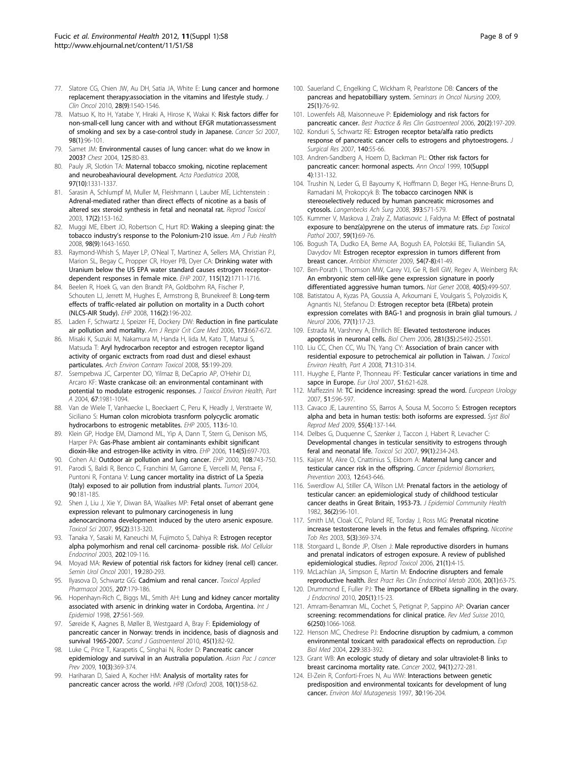77. Slatore CG, Chien JW, Au DH, Satia JA, White E: **Lung cancer and hormone replacement therapy:association in the vitamins and lifestyle study.** *J Clin Oncol* 2010, **28(9)**:1540-1546.
78. Matsuo K, Ito H, Yatabe Y, Hiraki A, Hirose K, Wakai K: **Risk factors differ for non-small-cell lung cancer with and without EGFR mutation:assessment of smoking and sex by a case-control study in Japanese.** *Cancer Sci* 2007, **98(1)**:96-101.
79. Samet JM: **Environmental causes of lung cancer: what do we know in 2003?** *Chest* 2004, **125**:80-83.
80. Pauly JR, Slotkin TA: **Maternal tobacco smoking, nicotine replacement and neurobeahavioural development.** *Acta Paediatrica* 2008, **97(10)**:1331-1337.
81. Sarasin A, Schlumpf M, Muller M, Fleishmann I, Lauber ME, Lichtenstein : **Adrenal-mediated rather than direct effects of nicotine as a basis of altered sex steroid synthesis in fetal and neonatal rat.** *Reprod Toxicol* 2003, **17(2)**:153-162.
82. Muggi ME, Elbert JO, Robertson C, Hurt RD: **Waking a sleeping ginat: the tobacco industry's response to the Polonium-210 issue.** *Am J Pub Health* 2008, **98(9)**:1643-1650.
83. Raymond-Whish S, Mayer LP, O'Neal T, Martinez A, Sellers MA, Christian PJ, Marion SL, Begay C, Propper CR, Hoyer PB, Dyer CA: **Drinking water with Uranium below the US EPA water standard causes estrogen receptor-dependent responses in female mice.** *EHP* 2007, **115(12)**:1711-1716.
84. Beelen R, Hoek G, van den Brandt PA, Goldbohm RA, Fischer P, Schouten LJ, Jerrett M, Hughes E, Armstrong B, Brunekreef B: **Long-term effects of traffic-related air pollution on mortality in a Ducth cohort (NLCS-AIR Study).** *EHP* 2008, **116(2)**:196-202.
85. Laden F, Schwartz J, Speizer FE, Dockery DW: **Reduction in fine particulate air pollution and mortality.** *Am J Respir Crit Care Med* 2006, **173**:667-672.
86. Misaki K, Suzuki M, Nakamura M, Handa H, Iida M, Kato T, Matsui S, Matsuda T: **Aryl hydrocarbon receptor and estrogen receptor ligand activity of organic exctracts from road dust and diesel exhaust particulates.** *Arch Environ Contam Toxicol* 2008, **55**:199-209.
87. Ssempebwa JC, Carpenter DO, Yilmaz B, DeCaprio AP, O'Hehir DJ, Arcaro KF: **Waste crankcase oil: an environmental contaminant with potential to modulate estrogenic responses.** *J Toxicol Environ Health, Part A* 2004, **67**:1981-1094.
88. Van de Wiele T, Vanhaecke L, Boeckaert C, Peru K, Headly J, Verstraete W, Siciliano S: **Human colon microbiota trasnform polycyclic aromatic hydrocarbons to estrogenic metablites.** *EHP* 2005, **113**:6-10.
89. Klein GP, Hodge EM, Diamond ML, Yip A, Dann T, Stern G, Denison MS, Harper PA: **Gas-Phase ambient air contaminants exhibit significant dioxin-like and estrogen-like activity in vitro.** *EHP* 2006, **114(5)**:697-703.
90. Cohen AJ: **Outdoor air pollution and lung cancer.** *EHP* 2000, **108**:743-750.
91. Parodi S, Baldi R, Benco C, Franchini M, Garrone E, Vercelli M, Pensa F, Puntoni R, Fontana V: **Lung cancer mortality ina district of La Spezia (Italy) exposed to air pollution from industrial plants.** *Tumori* 2004, **90**:181-185.
92. Shen J, Liu J, Xie Y, Diwan BA, Waalkes MP: **Fetal onset of aberrant gene expression relevant to pulmonary carcinogenesis in lung adenocarcinoma development induced by the utero arsenic exposure.** *Toxicol Sci* 2007, **95(2)**:313-320.
93. Tanaka Y, Sasaki M, Kaneuchi M, Fujimoto S, Dahiya R: **Estrogen receptor alpha polymorhism and renal cell carcinoma- possible risk.** *Mol Cellular Endocrinol* 2003, **202**:109-116.
94. Moyad MA: **Review of potential risk factors for kidney (renal cell) cancer.** *Semin Urol Oncol* 2001, **19**:280-293.
95. Ilyasova D, Schwartz GG: **Cadmium and renal cancer.** *Toxicol Applied Pharmacol* 2005, **207**:179-186.
96. Hopenhayn-Rich C, Biggs ML, Smith AH: **Lung and kidney cancer mortality associated with arsenic in drinking water in Cordoba, Argentina.** *Int J Epidemiol* 1998, **27**:561-569.
97. Søreide K, Aagnes B, Møller B, Westgaard A, Bray F: **Epidemiology of pancreatic cancer in Norway: trends in incidence, basis of diagnosis and survival 1965-2007.** *Scand J Gastroenterol* 2010, **45(1)**:82-92.
98. Luke C, Price T, Karapetis C, Singhai N, Roder D: **Pancreatic cancer epidemiology and survival in an Australia population.** *Asian Pac J cancer Prev* 2009, **10(3)**:369-374.
99. Hariharan D, Saied A, Kocher HM: **Analysis of mortality rates for pancreatic cancer across the world.** *HPB (Oxford)* 2008, **10(1)**:58-62.
100. Sauerland C, Engelking C, Wickham R, Pearlstone DB: **Cancers of the pancreas and hepatobilliary system.** *Seminars in Oncol Nursing* 2009, **25(1)**:76-92.
101. Lowenfels AB, Maisonneuve P: **Epidemiology and risk factors for pancreatic cancer.** *Best Practice & Res Clin Gastroenteol* 2006, **20(2)**:197-209.
102. Konduri S, Schwartz RE: **Estrogen receptor beta/alfa ratio predicts response of pancreatic cancer cells to estrogens and phytoestrogens.** *J Surgical Res* 2007, **140**:55-66.
103. Andren-Sandberg A, Hoem D, Backman PL: **Other risk factors for pancreatic cancer: hormonal aspects.** *Ann Oncol* 1999, **10(Suppl 4)**:131-132.
104. Trushin N, Leder G, El Bayoumy K, Hoffmann D, Beger HG, Henne-Bruns D, Ramadani M, Prokopcyk B: **The tobacco carcinogen NNK is stereoselectively reduced by human pancreatic microsomes and cytosols.** *Langenbecks Ach Surg* 2008, **393**:571-579.
105. Kummer V, Maskova J, Zraly Z, Matiasovic J, Faldyna M: **Effect of postnatal exposure to benz(a)pyrene on the uterus of immature rats.** *Exp Toxicol Pathol* 2007, **59(1)**:69-76.
106. Bogush TA, Dudko EA, Beme AA, Bogush EA, Polotskii BE, Tiuliandin SA, Davydov MI: **Estrogen receptor expression in tumors different from breast cancer.** *Antibiot Khimioter* 2009, **54(7-8)**:41-49.
107. Ben-Porath I, Thomson MW, Carey VJ, Ge R, Bell GW, Regev A, Weinberg RA: **An embryonic stem cell-like gene expression signature in poorly differentiated aggressive human tumors.** *Nat Genet* 2008, **40(5)**:499-507.
108. Batistatou A, Kyzas PA, Goussia A, Arkoumani E, Voulgaris S, Polyzoidis K, Agnantis NJ, Stefanou D: **Estrogen receptor beta (ERbeta) protein expression correlates with BAG-1 and prognosis in brain glial tumours.** *J Neurol* 2006, **77(1)**:17-23.
109. Estrada M, Varshney A, Ehrilich BE: **Elevated testosterone induces apoptosis in neuronal cells.** *Biol Chem* 2006, **281(35)**:25492-25501.
110. Liu CC, Chen CC, Wu TN, Yang CY: **Association of brain cancer with residential exposure to petrochemical air pollution in Taiwan.** *J Toxicol Environ Health, Part A* 2008, **71**:310-314.
111. Huyghe E, Plante P, Thonneau PF: **Testicular cancer variations in time and sapce in Europe.** *Eur Urol* 2007, **51**:621-628.
112. Maffezzini M: **TC incidence increasing: spread the word.** *European Urology* 2007, **51**:596-597.
113. Cavaco JE, Laurentino SS, Barros A, Sousa M, Socorro S: **Estrogen receptors alpha and beta in human testis: both isoforms are expressed.** *Syst Biol Reprod Med* 2009, **55(4)**:137-144.
114. Delbes G, Duquenne C, Szenker J, Taccon J, Habert R, Levacher C: **Developmental changes in testicular sensitivity to estrogens through feral and neonatal life.** *Toxicol Sci* 2007, **99(1)**:234-243.
115. Kaijser M, Akre O, Cnattinius S, Ekbom A: **Maternal lung cancer and testicular cancer risk in the offspring.** *Cancer Epidemiol Biomarkers, Prevention* 2003, **12**:643-646.
116. Swerdlow AJ, Stiller CA, Wilson LM: **Prenatal factors in the aetiology of testicular cancer: an epidemiological study of childhood testicular cancer deaths in Great Britain, 1953-73.** *J Epidemiol Community Health* 1982, **36(2)**:96-101.
117. Smith LM, Cloak CC, Poland RE, Torday J, Ross MG: **Prenatal nicotine increase testosterone levels in the fetus and females offspring.** *Nicotine Tob Res* 2003, **5(3)**:369-374.
118. Storgaard L, Bonde JP, Olsen J: **Male reproductive disorders in humans and prenatal indicators of estrogen exposure. A review of published epidemiological studies.** *Reprod Toxicol* 2006, **21(1)**:4-15.
119. McLachlan JA, Simpson E, Martin M: **Endocrine disrupters and female reproductive health.** *Best Pract Res Clin Endocrinol Metab* 2006, **20(1)**:63-75.
120. Drummond E, Fuller PJ: **The importance of ERbeta signalling in the ovary.** *J Endocrinol* 2010, **205(1)**:15-23.
121. Amram-Benamran ML, Cochet S, Petignat P, Sappino AP: **Ovarian cancer screening: recommendations for clinical pratice.** *Rev Med Suisse* 2010, **6(250)**:1066-1068.
122. Henson MC, Chedrese PJ: **Endocrine disruption by cadmium, a common environmental toxicant with paradoxical effects on reproduction.** *Exp Biol Med* 2004, **229**:383-392.
123. Grant WB: **An ecologic study of dietary and solar ultraviolet-B links to breast carcinoma mortality rate.** *Cancer* 2002, **94(1)**:272-281.
124. El-Zein R, Conforti-Froes N, Au WW: **Interactions between genetic predisposition and environmental toxicants for development of lung cancer.** *Environ Mol Mutagenesis* 1997, **30**:196-204.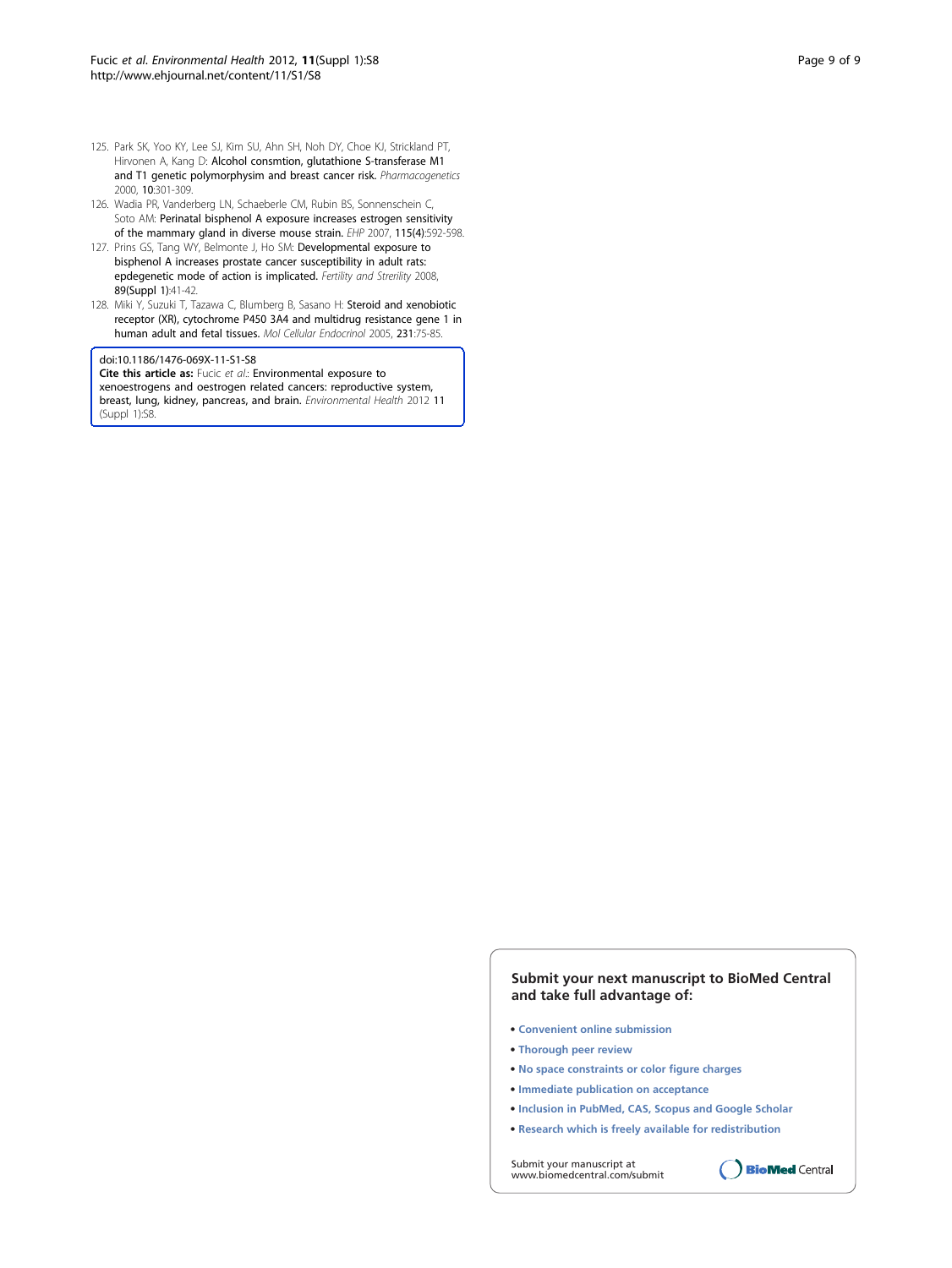125. Park SK, Yoo KY, Lee SJ, Kim SU, Ahn SH, Noh DY, Choe KJ, Strickland PT, Hirvonen A, Kang D: **Alcohol consmtion, glutathione S-transferase M1 and T1 genetic polymorphysim and breast cancer risk.** *Pharmacogenetics* 2000, **10**:301-309.
126. Wadia PR, Vanderberg LN, Schaeberle CM, Rubin BS, Sonnenschein C, Soto AM: **Perinatal bisphenol A exposure increases estrogen sensitivity of the mammary gland in diverse mouse strain.** *EHP* 2007, **115(4)**:592-598.
127. Prins GS, Tang WY, Belmonte J, Ho SM: **Developmental exposure to bisphenol A increases prostate cancer susceptibility in adult rats: epdegenetic mode of action is implicated.** *Fertility and Strerility* 2008, **89(Suppl 1)**:41-42.
128. Miki Y, Suzuki T, Tazawa C, Blumberg B, Sasano H: **Steroid and xenobiotic receptor (XR), cytochrome P450 3A4 and multidrug resistance gene 1 in human adult and fetal tissues.** *Mol Cellular Endocrinol* 2005, **231**:75-85.

doi:10.1186/1476-069X-11-S1-S8

**Cite this article as:** Fucic *et al.*: Environmental exposure to xenoestrogens and oestrogen related cancers: reproductive system, breast, lung, kidney, pancreas, and brain. *Environmental Health* 2012 11 (Suppl 1):S8.

**Submit your next manuscript to BioMed Central and take full advantage of:**

- **Convenient online submission**
- **Thorough peer review**
- **No space constraints or color figure charges**
- **Immediate publication on acceptance**
- **Inclusion in PubMed, CAS, Scopus and Google Scholar**
- **Research which is freely available for redistribution**

Submit your manuscript at
www.biomedcentral.com/submit

BioMed Central